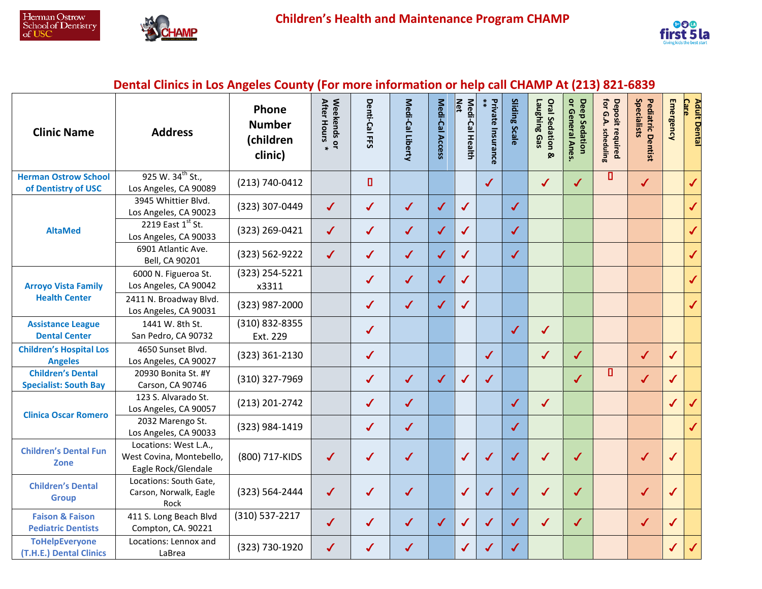# Children's Health and Maintenance Program CHAMP

## Dental Clinics in Los Angeles County (For more information or help call CHAMP At (213) 821-6839

| Clinic Name | Address | Phone Number (children clinic) | Weekends or After Hours * | Denti-Cal FFS | Medi-Cal Liberty | Medi-Cal Access | Medi-Cal Health Net | Private Insurance ** | Sliding Scale | Oral Sedation & Laughing Gas | Deep Sedation or General Anes. | Deposit required for G.A. scheduling | Pediatric Dentist Specialists | Emergency | Adult Dental Care |
|---|---|---|---|---|---|---|---|---|---|---|---|---|---|---|---|
| Herman Ostrow School of Dentistry of USC | 925 W. 34th St., Los Angeles, CA 90089 | (213) 740-0412 | | ▯ | | | | ✓ | | ✓ | ✓ | ▯ | ✓ | | ✓ |
| AltaMed | 3945 Whittier Blvd. Los Angeles, CA 90023 | (323) 307-0449 | ✓ | ✓ | ✓ | ✓ | ✓ | | ✓ | | | | | | ✓ |
| | 2219 East 1st St. Los Angeles, CA 90033 | (323) 269-0421 | ✓ | ✓ | ✓ | ✓ | ✓ | | ✓ | | | | | | ✓ |
| | 6901 Atlantic Ave. Bell, CA 90201 | (323) 562-9222 | ✓ | ✓ | ✓ | ✓ | ✓ | | ✓ | | | | | | ✓ |
| Arroyo Vista Family Health Center | 6000 N. Figueroa St. Los Angeles, CA 90042 | (323) 254-5221 x3311 | | ✓ | ✓ | ✓ | ✓ | | | | | | | | ✓ |
| | 2411 N. Broadway Blvd. Los Angeles, CA 90031 | (323) 987-2000 | | ✓ | ✓ | ✓ | ✓ | | | | | | | | ✓ |
| Assistance League Dental Center | 1441 W. 8th St. San Pedro, CA 90732 | (310) 832-8355 Ext. 229 | | ✓ | | | | | ✓ | ✓ | | | | | |
| Children's Hospital Los Angeles | 4650 Sunset Blvd. Los Angeles, CA 90027 | (323) 361-2130 | | ✓ | | | | ✓ | | ✓ | ✓ | | ✓ | ✓ | |
| Children's Dental Specialist: South Bay | 20930 Bonita St. #Y Carson, CA 90746 | (310) 327-7969 | | ✓ | ✓ | ✓ | ✓ | ✓ | | | ✓ | ▯ | ✓ | ✓ | |
| Clinica Oscar Romero | 123 S. Alvarado St. Los Angeles, CA 90057 | (213) 201-2742 | | ✓ | ✓ | | | | ✓ | ✓ | | | | ✓ | ✓ |
| | 2032 Marengo St. Los Angeles, CA 90033 | (323) 984-1419 | | ✓ | ✓ | | | | ✓ | | | | | | ✓ |
| Children's Dental Fun Zone | Locations: West L.A., West Covina, Montebello, Eagle Rock/Glendale | (800) 717-KIDS | ✓ | ✓ | ✓ | | ✓ | ✓ | ✓ | ✓ | ✓ | | ✓ | ✓ | |
| Children's Dental Group | Locations: South Gate, Carson, Norwalk, Eagle Rock | (323) 564-2444 | ✓ | ✓ | ✓ | | ✓ | ✓ | ✓ | ✓ | ✓ | | ✓ | ✓ | |
| Faison & Faison Pediatric Dentists | 411 S. Long Beach Blvd Compton, CA. 90221 | (310) 537-2217 | ✓ | ✓ | ✓ | ✓ | ✓ | ✓ | ✓ | ✓ | ✓ | | ✓ | ✓ | |
| ToHelpEveryone (T.H.E.) Dental Clinics | Locations: Lennox and LaBrea | (323) 730-1920 | ✓ | ✓ | ✓ | | ✓ | ✓ | ✓ | | | | | ✓ | ✓ |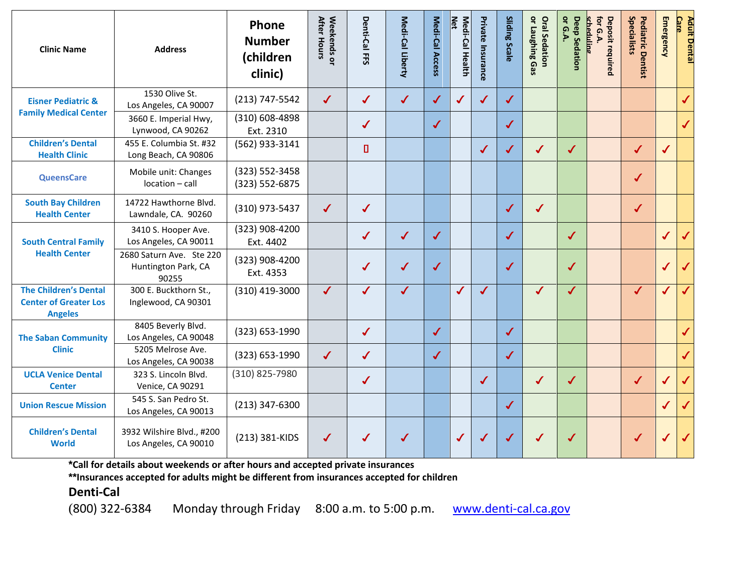| Clinic Name | Address | Phone Number (children clinic) | Weekends or After Hours | Denti-Cal FFS | Medi-Cal Liberty | Medi-Cal Access | Medi-Cal Health Net | Private Insurance | Sliding Scale | Oral Sedation or Laughing Gas | Deep Sedation or G.A. | Deposit required for G.A. scheduling | Pediatric Dentist Specialists | Emergency | Adult Dental Care |
|---|---|---|---|---|---|---|---|---|---|---|---|---|---|---|---|
| Eisner Pediatric & Family Medical Center | 1530 Olive St. Los Angeles, CA 90007 | (213) 747-5542 | ✓ | ✓ | ✓ | ✓ | ✓ | ✓ | ✓ | | | | | | ✓ |
| | 3660 E. Imperial Hwy, Lynwood, CA 90262 | (310) 608-4898 Ext. 2310 | | ✓ | | ✓ | | | ✓ | | | | | | ✓ |
| Children's Dental Health Clinic | 455 E. Columbia St. #32 Long Beach, CA 90806 | (562) 933-3141 | | ▯ | | | | ✓ | ✓ | ✓ | ✓ | | ✓ | ✓ | |
| QueensCare | Mobile unit: Changes location – call | (323) 552-3458 (323) 552-6875 | | | | | | | | | | | ✓ | | |
| South Bay Children Health Center | 14722 Hawthorne Blvd. Lawndale, CA. 90260 | (310) 973-5437 | ✓ | ✓ | | | | | ✓ | ✓ | | | ✓ | | |
| South Central Family Health Center | 3410 S. Hooper Ave. Los Angeles, CA 90011 | (323) 908-4200 Ext. 4402 | | ✓ | ✓ | ✓ | | | ✓ | | ✓ | | | ✓ | ✓ |
| | 2680 Saturn Ave. Ste 220 Huntington Park, CA 90255 | (323) 908-4200 Ext. 4353 | | ✓ | ✓ | ✓ | | | ✓ | | ✓ | | | ✓ | ✓ |
| The Children's Dental Center of Greater Los Angeles | 300 E. Buckthorn St., Inglewood, CA 90301 | (310) 419-3000 | ✓ | ✓ | ✓ | | ✓ | ✓ | | ✓ | ✓ | | ✓ | ✓ | ✓ |
| The Saban Community Clinic | 8405 Beverly Blvd. Los Angeles, CA 90048 | (323) 653-1990 | | ✓ | | ✓ | | | ✓ | | | | | | ✓ |
| | 5205 Melrose Ave. Los Angeles, CA 90038 | (323) 653-1990 | ✓ | ✓ | | ✓ | | | ✓ | | | | | | ✓ |
| UCLA Venice Dental Center | 323 S. Lincoln Blvd. Venice, CA 90291 | (310) 825-7980 | | ✓ | | | | ✓ | | ✓ | ✓ | | ✓ | ✓ | ✓ |
| Union Rescue Mission | 545 S. San Pedro St. Los Angeles, CA 90013 | (213) 347-6300 | | | | | | | ✓ | | | | | ✓ | ✓ |
| Children's Dental World | 3932 Wilshire Blvd., #200 Los Angeles, CA 90010 | (213) 381-KIDS | ✓ | ✓ | ✓ | | ✓ | ✓ | ✓ | ✓ | ✓ | | ✓ | ✓ | ✓ |

**\*Call for details about weekends or after hours and accepted private insurances**

**\*\*Insurances accepted for adults might be different from insurances accepted for children**

**Denti-Cal**

(800) 322-6384 Monday through Friday 8:00 a.m. to 5:00 p.m. www.denti-cal.ca.gov